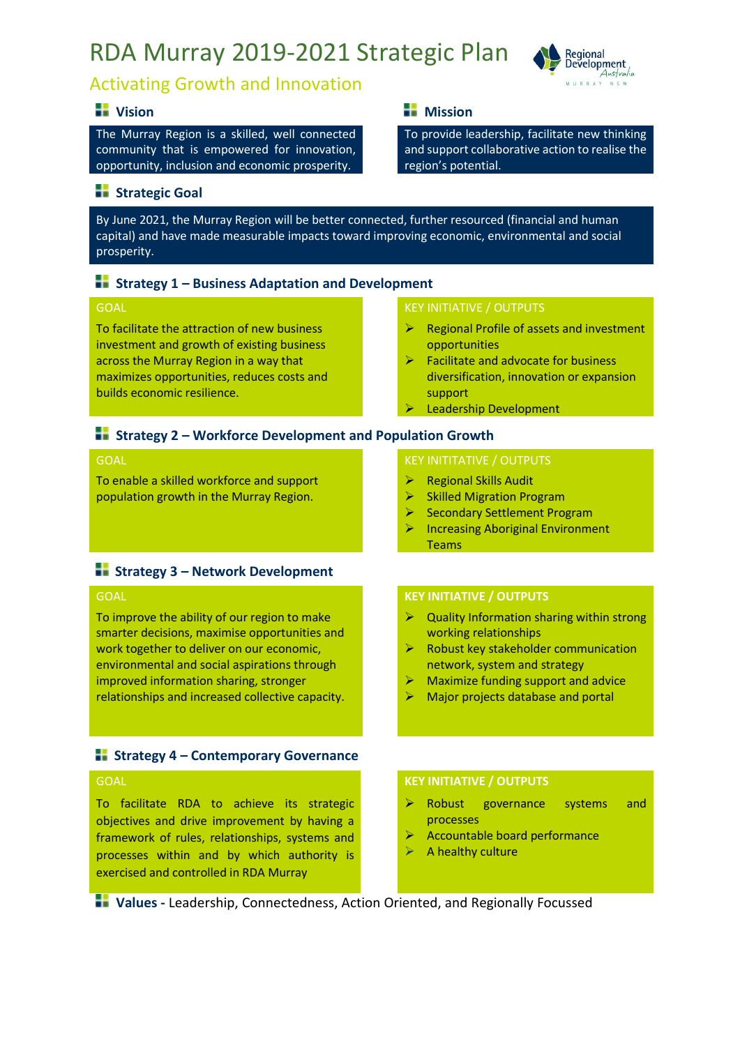# RDA Murray 2019-2021 Strategic Plan

## Activating Growth and Innovation

### Vision

The Murray Region is a skilled, well connected community that is empowered for innovation, opportunity, inclusion and economic prosperity.

### Mission

To provide leadership, facilitate new thinking and support collaborative action to realise the region's potential.

### Strategic Goal

By June 2021, the Murray Region will be better connected, further resourced (financial and human capital) and have made measurable impacts toward improving economic, environmental and social prosperity.

### Strategy 1 – Business Adaptation and Development

**GOAL**

To facilitate the attraction of new business investment and growth of existing business across the Murray Region in a way that maximizes opportunities, reduces costs and builds economic resilience.

**KEY INITIATIVE / OUTPUTS**

- Regional Profile of assets and investment opportunities
- Facilitate and advocate for business diversification, innovation or expansion support
- Leadership Development

### Strategy 2 – Workforce Development and Population Growth

**GOAL**

To enable a skilled workforce and support population growth in the Murray Region.

**KEY INITITATIVE / OUTPUTS**

- Regional Skills Audit
- Skilled Migration Program
- Secondary Settlement Program
- Increasing Aboriginal Environment Teams

### Strategy 3 – Network Development

**GOAL**

To improve the ability of our region to make smarter decisions, maximise opportunities and work together to deliver on our economic, environmental and social aspirations through improved information sharing, stronger relationships and increased collective capacity.

**KEY INITIATIVE / OUTPUTS**

- Quality Information sharing within strong working relationships
- Robust key stakeholder communication network, system and strategy
- Maximize funding support and advice
- Major projects database and portal

### Strategy 4 – Contemporary Governance

**GOAL**

To facilitate RDA to achieve its strategic objectives and drive improvement by having a framework of rules, relationships, systems and processes within and by which authority is exercised and controlled in RDA Murray

**KEY INITIATIVE / OUTPUTS**

- Robust governance systems and processes
- Accountable board performance
- A healthy culture

**Values -** Leadership, Connectedness, Action Oriented, and Regionally Focussed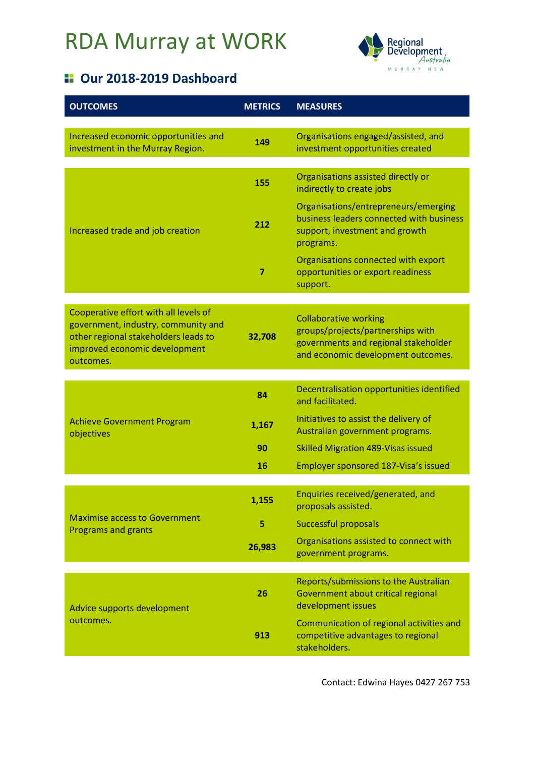# RDA Murray at WORK

## Our 2018-2019 Dashboard

| OUTCOMES | METRICS | MEASURES |
|---|---|---|
| Increased economic opportunities and investment in the Murray Region. | 149 | Organisations engaged/assisted, and investment opportunities created |
| Increased trade and job creation | 155 | Organisations assisted directly or indirectly to create jobs |
| | 212 | Organisations/entrepreneurs/emerging business leaders connected with business support, investment and growth programs. |
| | 7 | Organisations connected with export opportunities or export readiness support. |
| Cooperative effort with all levels of government, industry, community and other regional stakeholders leads to improved economic development outcomes. | 32,708 | Collaborative working groups/projects/partnerships with governments and regional stakeholder and economic development outcomes. |
| Achieve Government Program objectives | 84 | Decentralisation opportunities identified and facilitated. |
| | 1,167 | Initiatives to assist the delivery of Australian government programs. |
| | 90 | Skilled Migration 489-Visas issued |
| | 16 | Employer sponsored 187-Visa's issued |
| Maximise access to Government Programs and grants | 1,155 | Enquiries received/generated, and proposals assisted. |
| | 5 | Successful proposals |
| | 26,983 | Organisations assisted to connect with government programs. |
| Advice supports development outcomes. | 26 | Reports/submissions to the Australian Government about critical regional development issues |
| | 913 | Communication of regional activities and competitive advantages to regional stakeholders. |

Contact: Edwina Hayes 0427 267 753